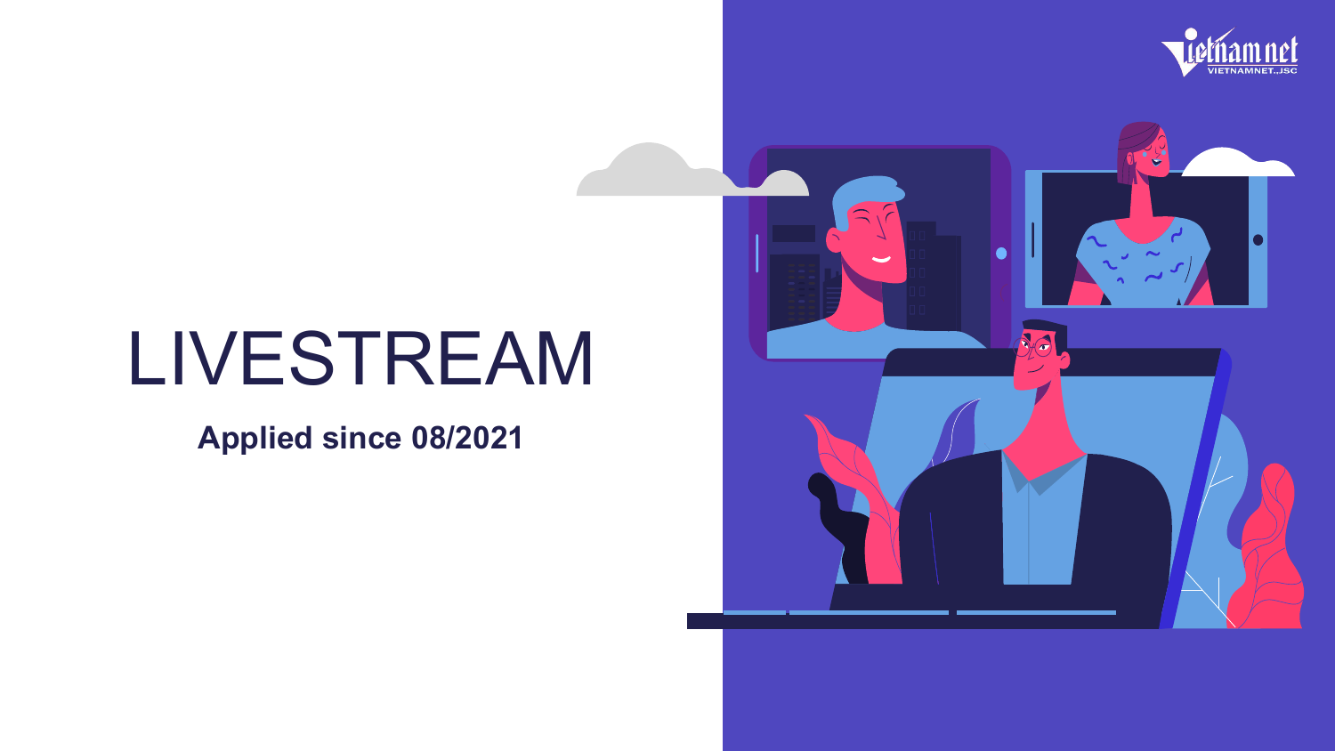# LIVESTREAM

**Applied since 08/2021**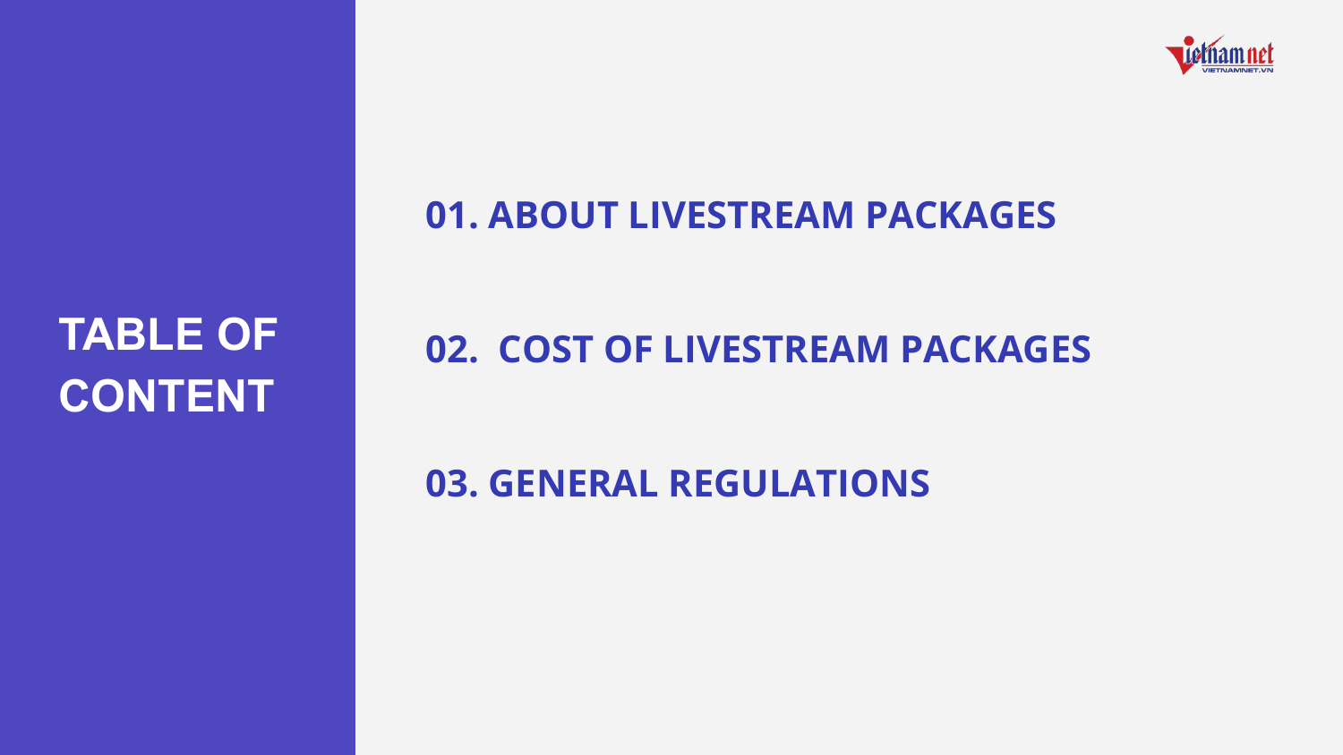# TABLE OF CONTENT

## 01. ABOUT LIVESTREAM PACKAGES

## 02. COST OF LIVESTREAM PACKAGES

## 03. GENERAL REGULATIONS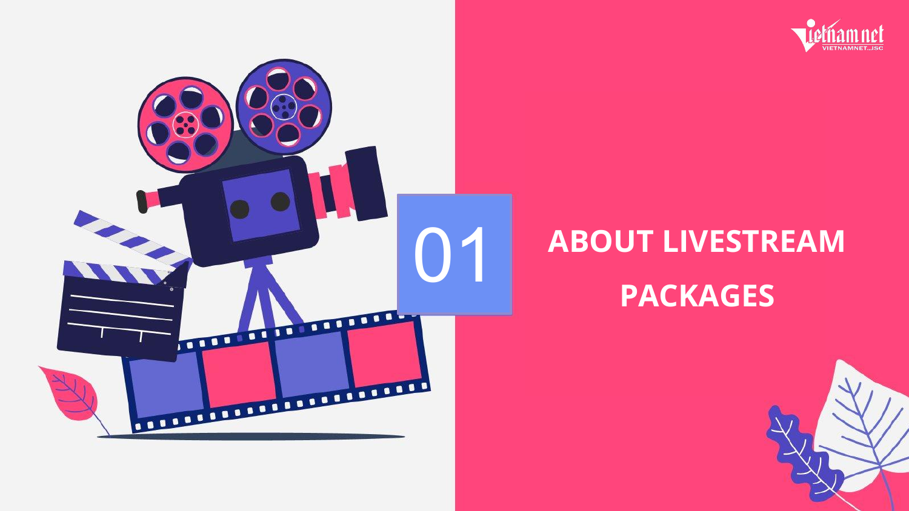# 01 ABOUT LIVESTREAM PACKAGES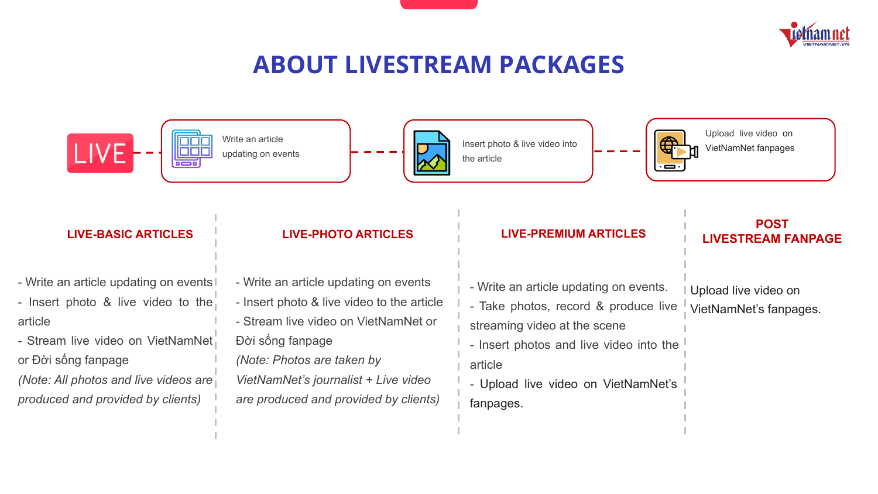# ABOUT LIVESTREAM PACKAGES

LIVE — Write an article updating on events — Insert photo & live video into the article — Upload live video on VietNamNet fanpages

### LIVE-BASIC ARTICLES

- Write an article updating on events
- Insert photo & live video to the article
- Stream live video on VietNamNet or Đời sống fanpage

*(Note: All photos and live videos are produced and provided by clients)*

### LIVE-PHOTO ARTICLES

- Write an article updating on events
- Insert photo & live video to the article
- Stream live video on VietNamNet or Đời sống fanpage

*(Note: Photos are taken by VietNamNet's journalist + Live video are produced and provided by clients)*

### LIVE-PREMIUM ARTICLES

- Write an article updating on events.
- Take photos, record & produce live streaming video at the scene
- Insert photos and live video into the article
- Upload live video on VietNamNet's fanpages.

### POST LIVESTREAM FANPAGE

Upload live video on VietNamNet's fanpages.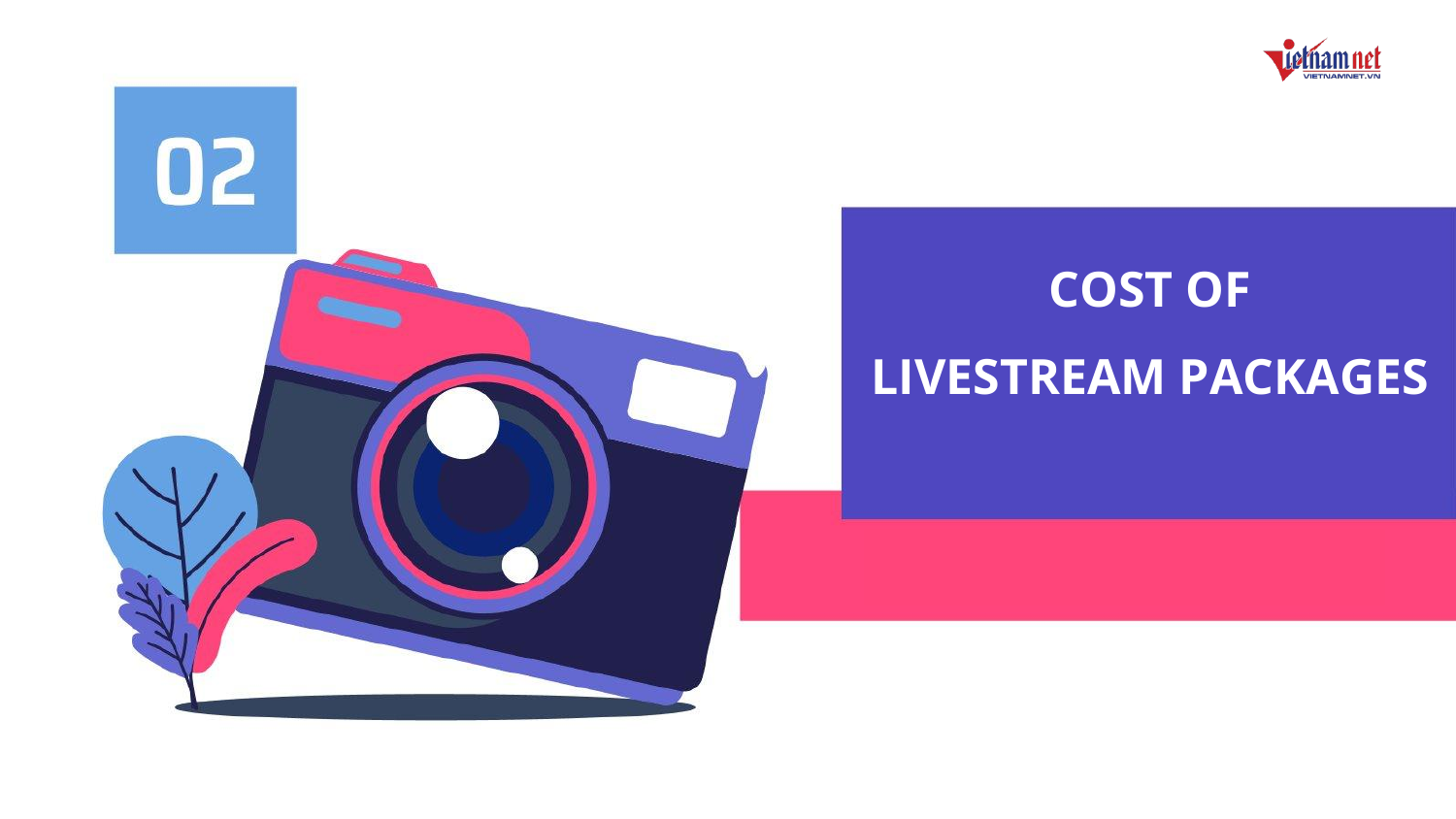02

# COST OF LIVESTREAM PACKAGES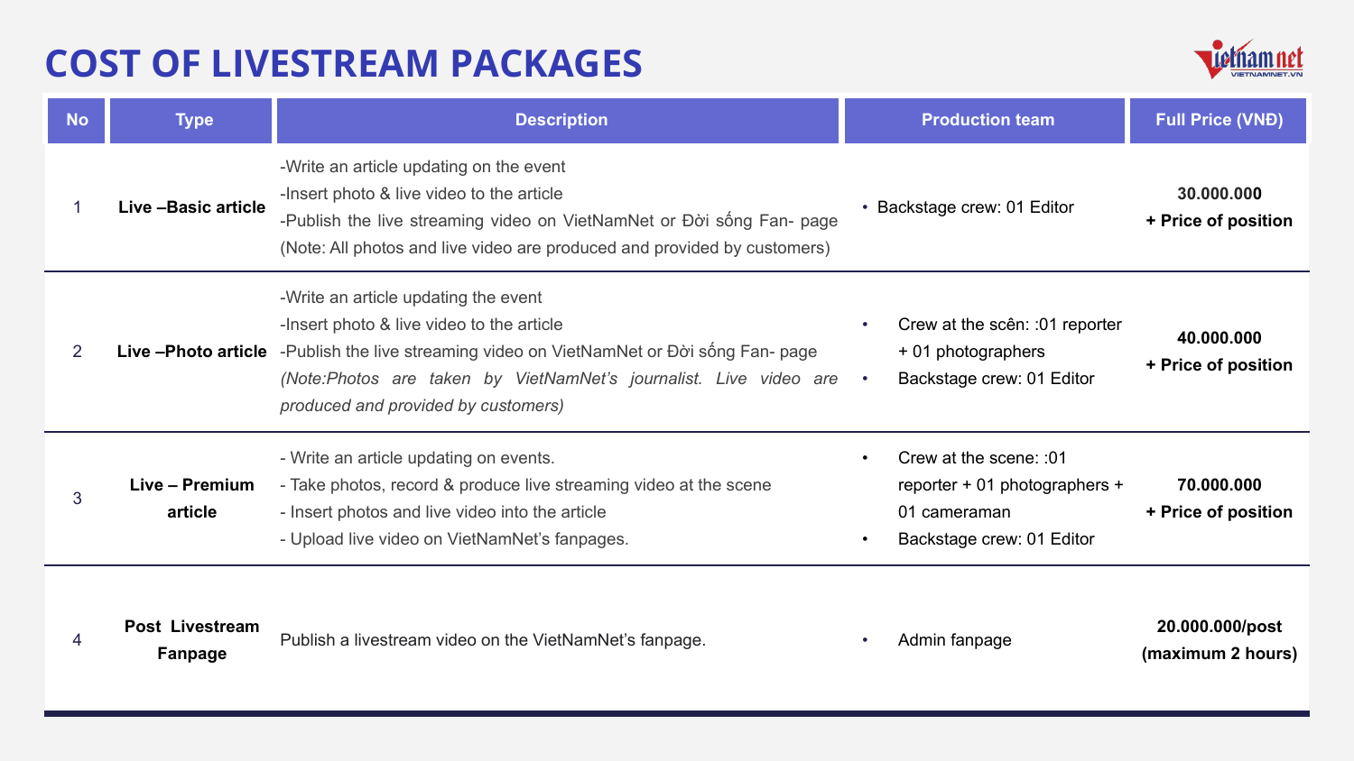# COST OF LIVESTREAM PACKAGES

| No | Type | Description | Production team | Full Price (VNĐ) |
|---|---|---|---|---|
| 1 | **Live –Basic article** | -Write an article updating on the event<br>-Insert photo & live video to the article<br>-Publish the live streaming video on VietNamNet or Đời sống Fan- page<br>(Note: All photos and live video are produced and provided by customers) | • Backstage crew: 01 Editor | **30.000.000**<br>**+ Price of position** |
| 2 | **Live –Photo article** | -Write an article updating the event<br>-Insert photo & live video to the article<br>-Publish the live streaming video on VietNamNet or Đời sống Fan- page<br>*(Note:Photos are taken by VietNamNet's journalist. Live video are produced and provided by customers)* | • Crew at the scên: :01 reporter + 01 photographers<br>• Backstage crew: 01 Editor | **40.000.000**<br>**+ Price of position** |
| 3 | **Live – Premium article** | - Write an article updating on events.<br>- Take photos, record & produce live streaming video at the scene<br>- Insert photos and live video into the article<br>- Upload live video on VietNamNet's fanpages. | • Crew at the scene: :01 reporter + 01 photographers + 01 cameraman<br>• Backstage crew: 01 Editor | **70.000.000**<br>**+ Price of position** |
| 4 | **Post Livestream Fanpage** | Publish a livestream video on the VietNamNet's fanpage. | • Admin fanpage | **20.000.000/post**<br>**(maximum 2 hours)** |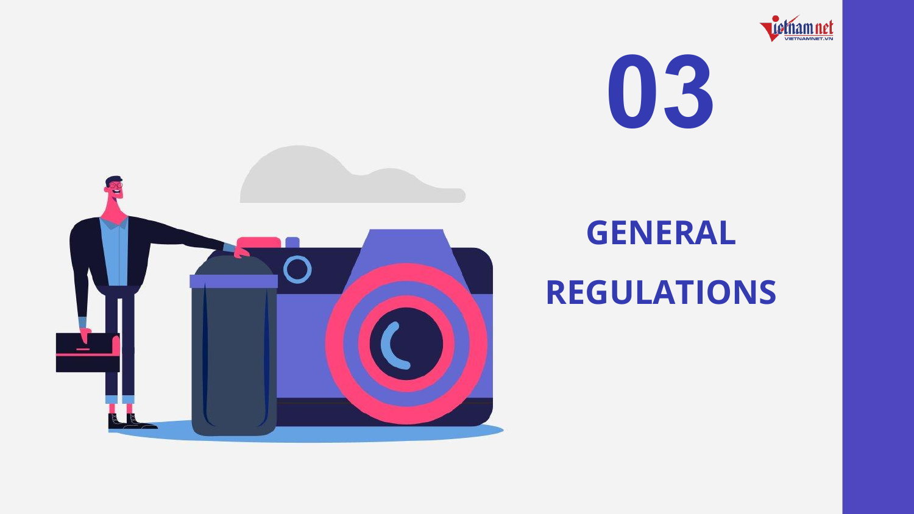# 03

## GENERAL REGULATIONS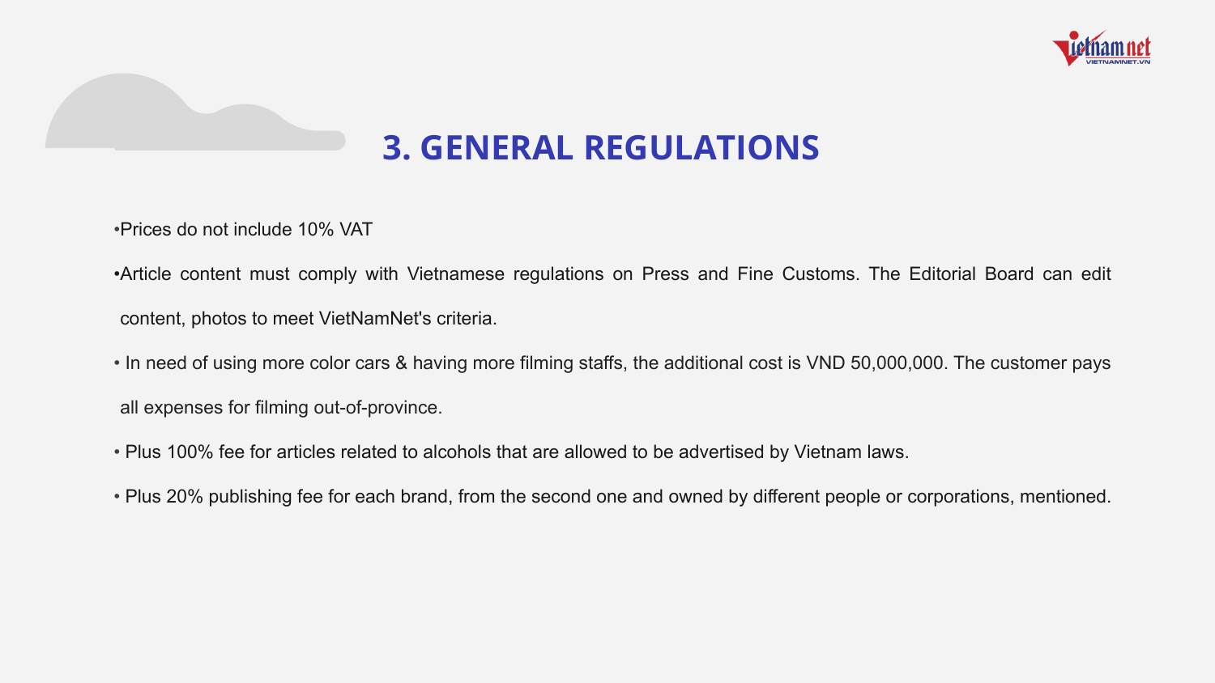# 3. GENERAL REGULATIONS

- Prices do not include 10% VAT
- Article content must comply with Vietnamese regulations on Press and Fine Customs. The Editorial Board can edit content, photos to meet VietNamNet's criteria.
- In need of using more color cars & having more filming staffs, the additional cost is VND 50,000,000. The customer pays all expenses for filming out-of-province.
- Plus 100% fee for articles related to alcohols that are allowed to be advertised by Vietnam laws.
- Plus 20% publishing fee for each brand, from the second one and owned by different people or corporations, mentioned.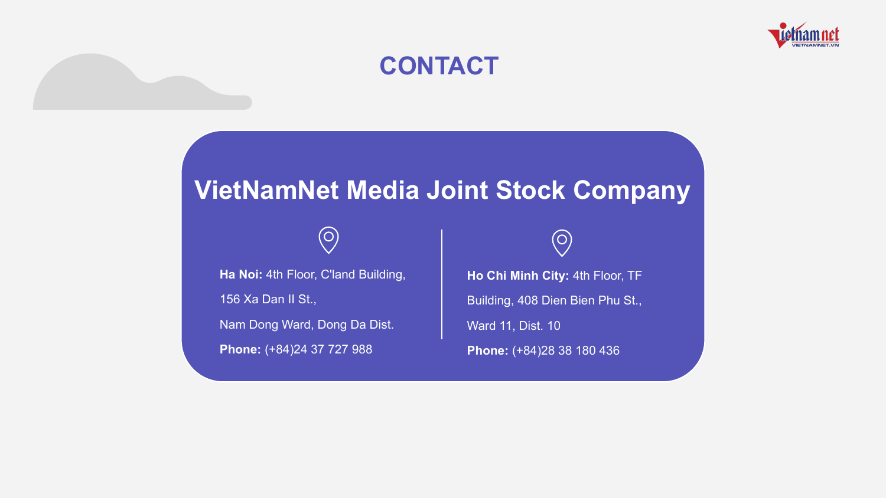# CONTACT

## VietNamNet Media Joint Stock Company

**Ha Noi:** 4th Floor, C'land Building, 156 Xa Dan II St., Nam Dong Ward, Dong Da Dist.

**Phone:** (+84)24 37 727 988

**Ho Chi Minh City:** 4th Floor, TF Building, 408 Dien Bien Phu St., Ward 11, Dist. 10

**Phone:** (+84)28 38 180 436